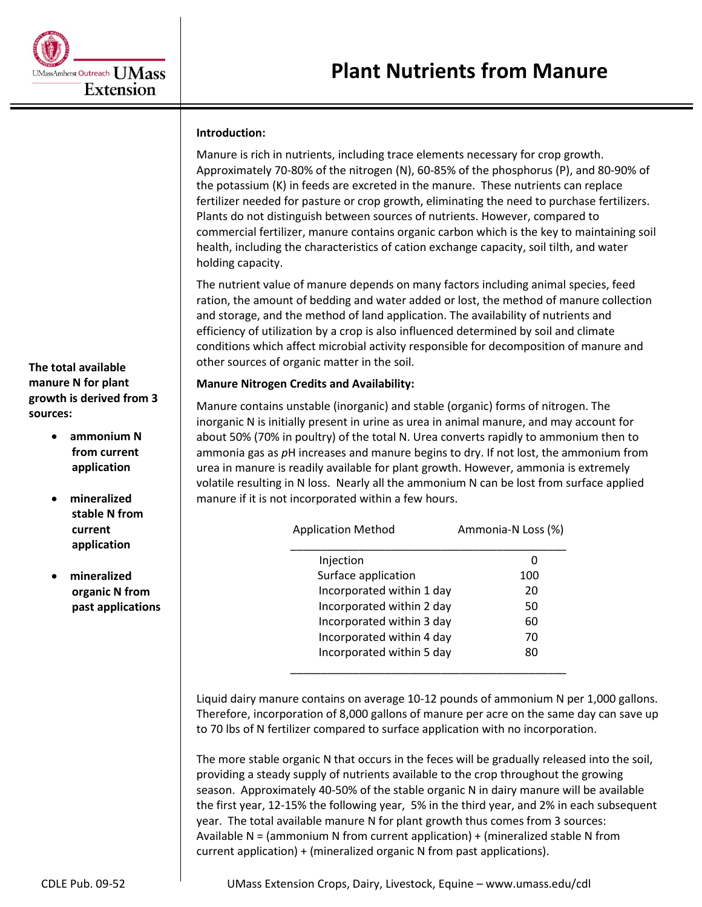# Plant Nutrients from Manure

UMass Amherst Outreach UMass Extension

**Introduction:**

Manure is rich in nutrients, including trace elements necessary for crop growth. Approximately 70-80% of the nitrogen (N), 60-85% of the phosphorus (P), and 80-90% of the potassium (K) in feeds are excreted in the manure. These nutrients can replace fertilizer needed for pasture or crop growth, eliminating the need to purchase fertilizers. Plants do not distinguish between sources of nutrients. However, compared to commercial fertilizer, manure contains organic carbon which is the key to maintaining soil health, including the characteristics of cation exchange capacity, soil tilth, and water holding capacity.

The nutrient value of manure depends on many factors including animal species, feed ration, the amount of bedding and water added or lost, the method of manure collection and storage, and the method of land application. The availability of nutrients and efficiency of utilization by a crop is also influenced determined by soil and climate conditions which affect microbial activity responsible for decomposition of manure and other sources of organic matter in the soil.

**The total available manure N for plant growth is derived from 3 sources:**

- **ammonium N from current application**
- **mineralized stable N from current application**
- **mineralized organic N from past applications**

**Manure Nitrogen Credits and Availability:**

Manure contains unstable (inorganic) and stable (organic) forms of nitrogen. The inorganic N is initially present in urine as urea in animal manure, and may account for about 50% (70% in poultry) of the total N. Urea converts rapidly to ammonium then to ammonia gas as *p*H increases and manure begins to dry. If not lost, the ammonium from urea in manure is readily available for plant growth. However, ammonia is extremely volatile resulting in N loss. Nearly all the ammonium N can be lost from surface applied manure if it is not incorporated within a few hours.

| Application Method | Ammonia-N Loss (%) |
|---|---|
| Injection | 0 |
| Surface application | 100 |
| Incorporated within 1 day | 20 |
| Incorporated within 2 day | 50 |
| Incorporated within 3 day | 60 |
| Incorporated within 4 day | 70 |
| Incorporated within 5 day | 80 |

Liquid dairy manure contains on average 10-12 pounds of ammonium N per 1,000 gallons. Therefore, incorporation of 8,000 gallons of manure per acre on the same day can save up to 70 lbs of N fertilizer compared to surface application with no incorporation.

The more stable organic N that occurs in the feces will be gradually released into the soil, providing a steady supply of nutrients available to the crop throughout the growing season. Approximately 40-50% of the stable organic N in dairy manure will be available the first year, 12-15% the following year, 5% in the third year, and 2% in each subsequent year. The total available manure N for plant growth thus comes from 3 sources: Available N = (ammonium N from current application) + (mineralized stable N from current application) + (mineralized organic N from past applications).

CDLE Pub. 09-52

UMass Extension Crops, Dairy, Livestock, Equine – www.umass.edu/cdl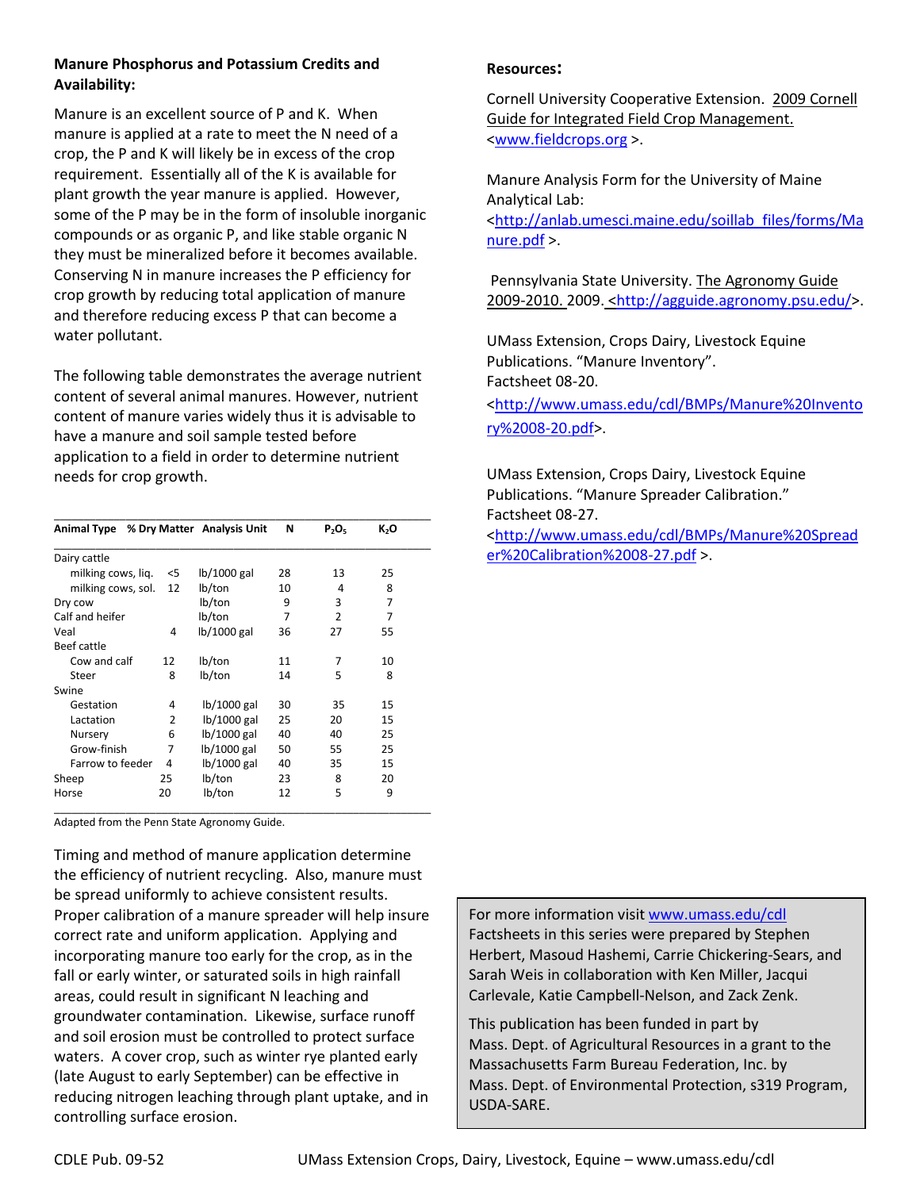**Manure Phosphorus and Potassium Credits and Availability:**

Manure is an excellent source of P and K. When manure is applied at a rate to meet the N need of a crop, the P and K will likely be in excess of the crop requirement. Essentially all of the K is available for plant growth the year manure is applied. However, some of the P may be in the form of insoluble inorganic compounds or as organic P, and like stable organic N they must be mineralized before it becomes available. Conserving N in manure increases the P efficiency for crop growth by reducing total application of manure and therefore reducing excess P that can become a water pollutant.

The following table demonstrates the average nutrient content of several animal manures. However, nutrient content of manure varies widely thus it is advisable to have a manure and soil sample tested before application to a field in order to determine nutrient needs for crop growth.

| Animal Type | % Dry Matter | Analysis Unit | N | $P_2O_5$ | $K_2O$ |
|---|---|---|---|---|---|
| Dairy cattle | | | | | |
| milking cows, liq. | <5 | lb/1000 gal | 28 | 13 | 25 |
| milking cows, sol. | 12 | lb/ton | 10 | 4 | 8 |
| Dry cow | | lb/ton | 9 | 3 | 7 |
| Calf and heifer | | lb/ton | 7 | 2 | 7 |
| Veal | 4 | lb/1000 gal | 36 | 27 | 55 |
| Beef cattle | | | | | |
| Cow and calf | 12 | lb/ton | 11 | 7 | 10 |
| Steer | 8 | lb/ton | 14 | 5 | 8 |
| Swine | | | | | |
| Gestation | 4 | lb/1000 gal | 30 | 35 | 15 |
| Lactation | 2 | lb/1000 gal | 25 | 20 | 15 |
| Nursery | 6 | lb/1000 gal | 40 | 40 | 25 |
| Grow-finish | 7 | lb/1000 gal | 50 | 55 | 25 |
| Farrow to feeder | 4 | lb/1000 gal | 40 | 35 | 15 |
| Sheep | 25 | lb/ton | 23 | 8 | 20 |
| Horse | 20 | lb/ton | 12 | 5 | 9 |

Adapted from the Penn State Agronomy Guide.

Timing and method of manure application determine the efficiency of nutrient recycling. Also, manure must be spread uniformly to achieve consistent results. Proper calibration of a manure spreader will help insure correct rate and uniform application. Applying and incorporating manure too early for the crop, as in the fall or early winter, or saturated soils in high rainfall areas, could result in significant N leaching and groundwater contamination. Likewise, surface runoff and soil erosion must be controlled to protect surface waters. A cover crop, such as winter rye planted early (late August to early September) can be effective in reducing nitrogen leaching through plant uptake, and in controlling surface erosion.

**Resources:**

Cornell University Cooperative Extension. 2009 Cornell Guide for Integrated Field Crop Management. <www.fieldcrops.org >.

Manure Analysis Form for the University of Maine Analytical Lab: <http://anlab.umesci.maine.edu/soillab_files/forms/Manure.pdf >.

Pennsylvania State University. The Agronomy Guide 2009-2010. 2009. <http://agguide.agronomy.psu.edu/>.

UMass Extension, Crops Dairy, Livestock Equine Publications. "Manure Inventory". Factsheet 08-20. <http://www.umass.edu/cdl/BMPs/Manure%20Inventory%2008-20.pdf>.

UMass Extension, Crops Dairy, Livestock Equine Publications. "Manure Spreader Calibration." Factsheet 08-27. <http://www.umass.edu/cdl/BMPs/Manure%20Spreader%20Calibration%2008-27.pdf >.

For more information visit www.umass.edu/cdl
Factsheets in this series were prepared by Stephen Herbert, Masoud Hashemi, Carrie Chickering-Sears, and Sarah Weis in collaboration with Ken Miller, Jacqui Carlevale, Katie Campbell-Nelson, and Zack Zenk.

This publication has been funded in part by Mass. Dept. of Agricultural Resources in a grant to the Massachusetts Farm Bureau Federation, Inc. by Mass. Dept. of Environmental Protection, s319 Program, USDA-SARE.

CDLE Pub. 09-52